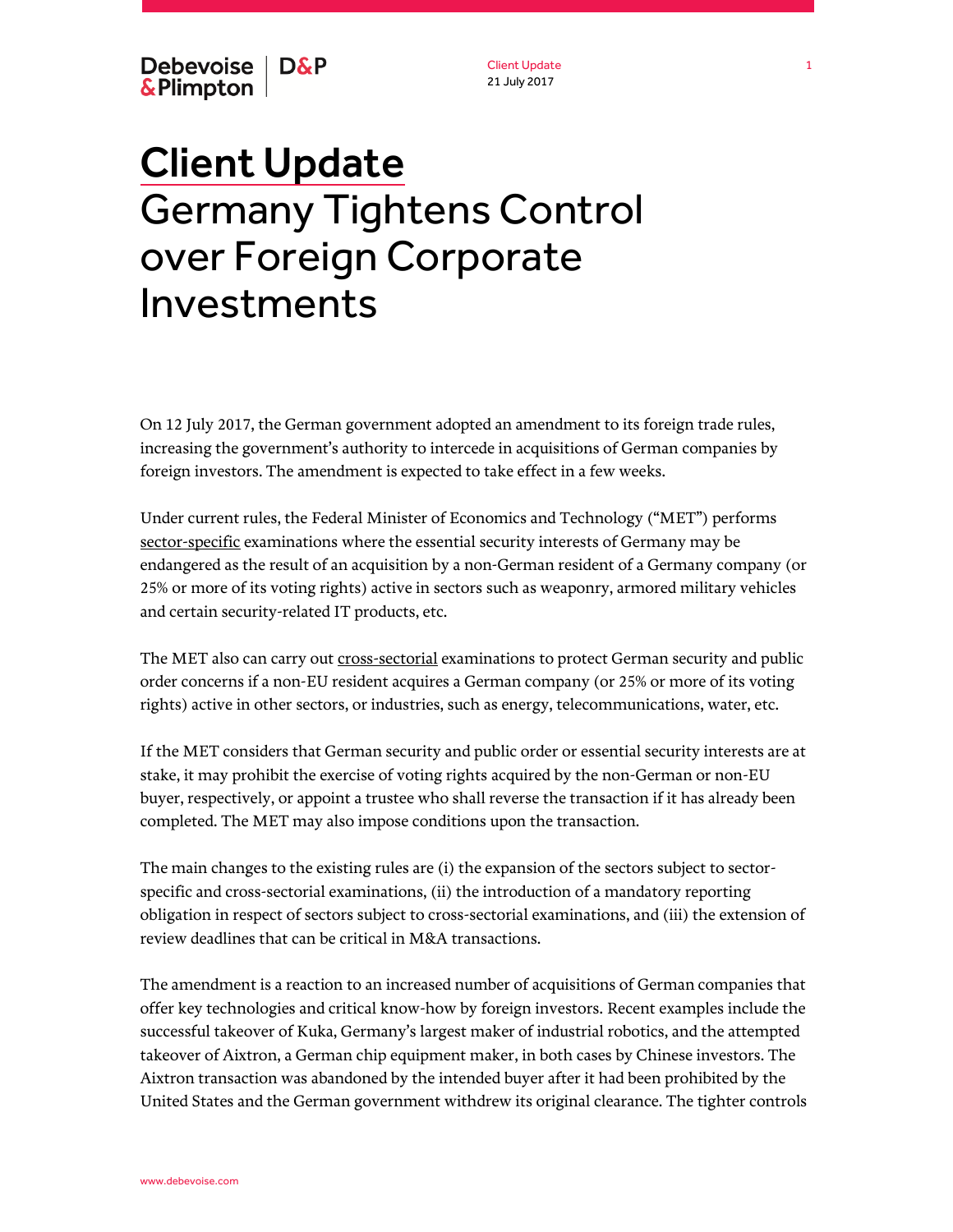# Client Update

# Germany Tightens Control over Foreign Corporate Investments

On 12 July 2017, the German government adopted an amendment to its foreign trade rules, increasing the government's authority to intercede in acquisitions of German companies by foreign investors. The amendment is expected to take effect in a few weeks.

Under current rules, the Federal Minister of Economics and Technology ("MET") performs sector-specific examinations where the essential security interests of Germany may be endangered as the result of an acquisition by a non-German resident of a Germany company (or 25% or more of its voting rights) active in sectors such as weaponry, armored military vehicles and certain security-related IT products, etc.

The MET also can carry out cross-sectorial examinations to protect German security and public order concerns if a non-EU resident acquires a German company (or 25% or more of its voting rights) active in other sectors, or industries, such as energy, telecommunications, water, etc.

If the MET considers that German security and public order or essential security interests are at stake, it may prohibit the exercise of voting rights acquired by the non-German or non-EU buyer, respectively, or appoint a trustee who shall reverse the transaction if it has already been completed. The MET may also impose conditions upon the transaction.

The main changes to the existing rules are (i) the expansion of the sectors subject to sector-specific and cross-sectorial examinations, (ii) the introduction of a mandatory reporting obligation in respect of sectors subject to cross-sectorial examinations, and (iii) the extension of review deadlines that can be critical in M&A transactions.

The amendment is a reaction to an increased number of acquisitions of German companies that offer key technologies and critical know-how by foreign investors. Recent examples include the successful takeover of Kuka, Germany's largest maker of industrial robotics, and the attempted takeover of Aixtron, a German chip equipment maker, in both cases by Chinese investors. The Aixtron transaction was abandoned by the intended buyer after it had been prohibited by the United States and the German government withdrew its original clearance. The tighter controls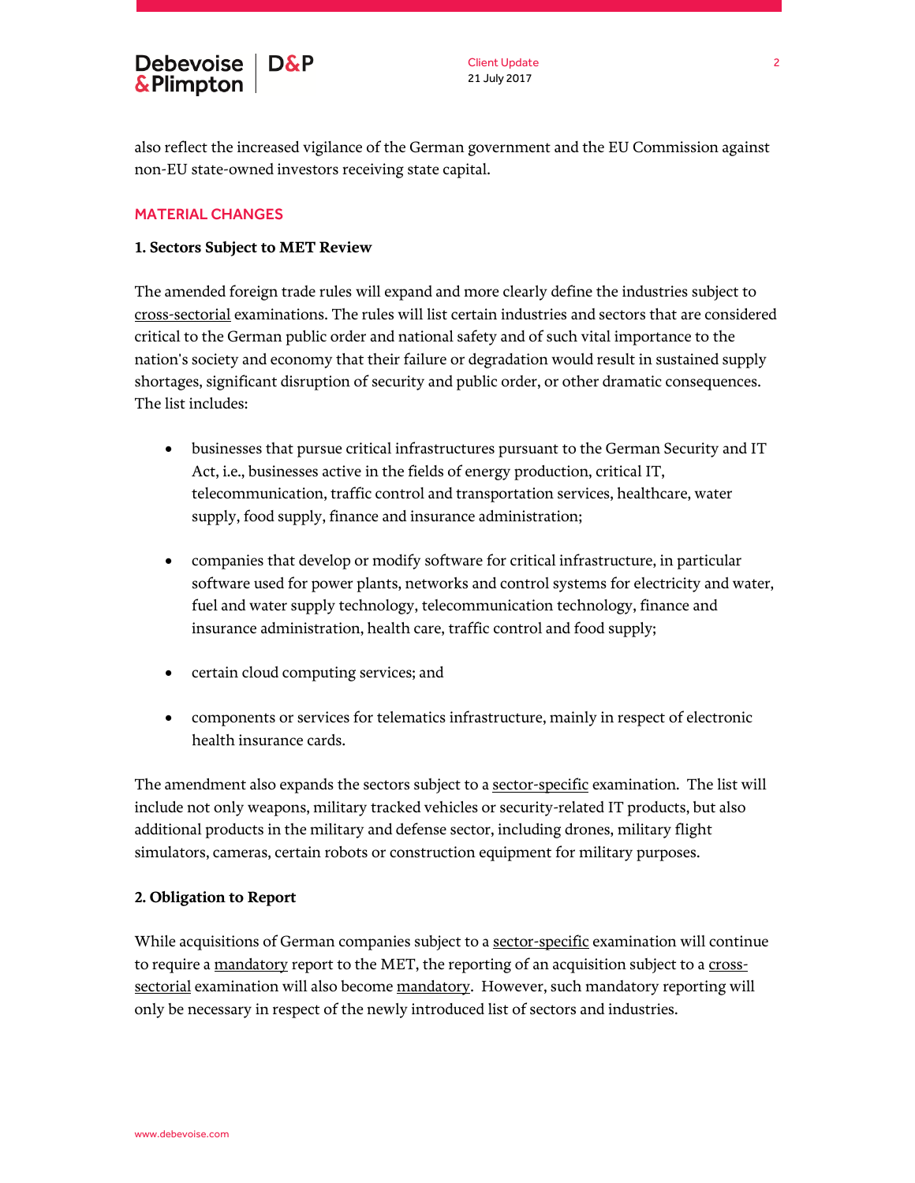also reflect the increased vigilance of the German government and the EU Commission against non-EU state-owned investors receiving state capital.

## MATERIAL CHANGES

### 1. Sectors Subject to MET Review

The amended foreign trade rules will expand and more clearly define the industries subject to cross-sectorial examinations. The rules will list certain industries and sectors that are considered critical to the German public order and national safety and of such vital importance to the nation's society and economy that their failure or degradation would result in sustained supply shortages, significant disruption of security and public order, or other dramatic consequences. The list includes:

- businesses that pursue critical infrastructures pursuant to the German Security and IT Act, i.e., businesses active in the fields of energy production, critical IT, telecommunication, traffic control and transportation services, healthcare, water supply, food supply, finance and insurance administration;
- companies that develop or modify software for critical infrastructure, in particular software used for power plants, networks and control systems for electricity and water, fuel and water supply technology, telecommunication technology, finance and insurance administration, health care, traffic control and food supply;
- certain cloud computing services; and
- components or services for telematics infrastructure, mainly in respect of electronic health insurance cards.

The amendment also expands the sectors subject to a sector-specific examination. The list will include not only weapons, military tracked vehicles or security-related IT products, but also additional products in the military and defense sector, including drones, military flight simulators, cameras, certain robots or construction equipment for military purposes.

### 2. Obligation to Report

While acquisitions of German companies subject to a sector-specific examination will continue to require a mandatory report to the MET, the reporting of an acquisition subject to a cross-sectorial examination will also become mandatory. However, such mandatory reporting will only be necessary in respect of the newly introduced list of sectors and industries.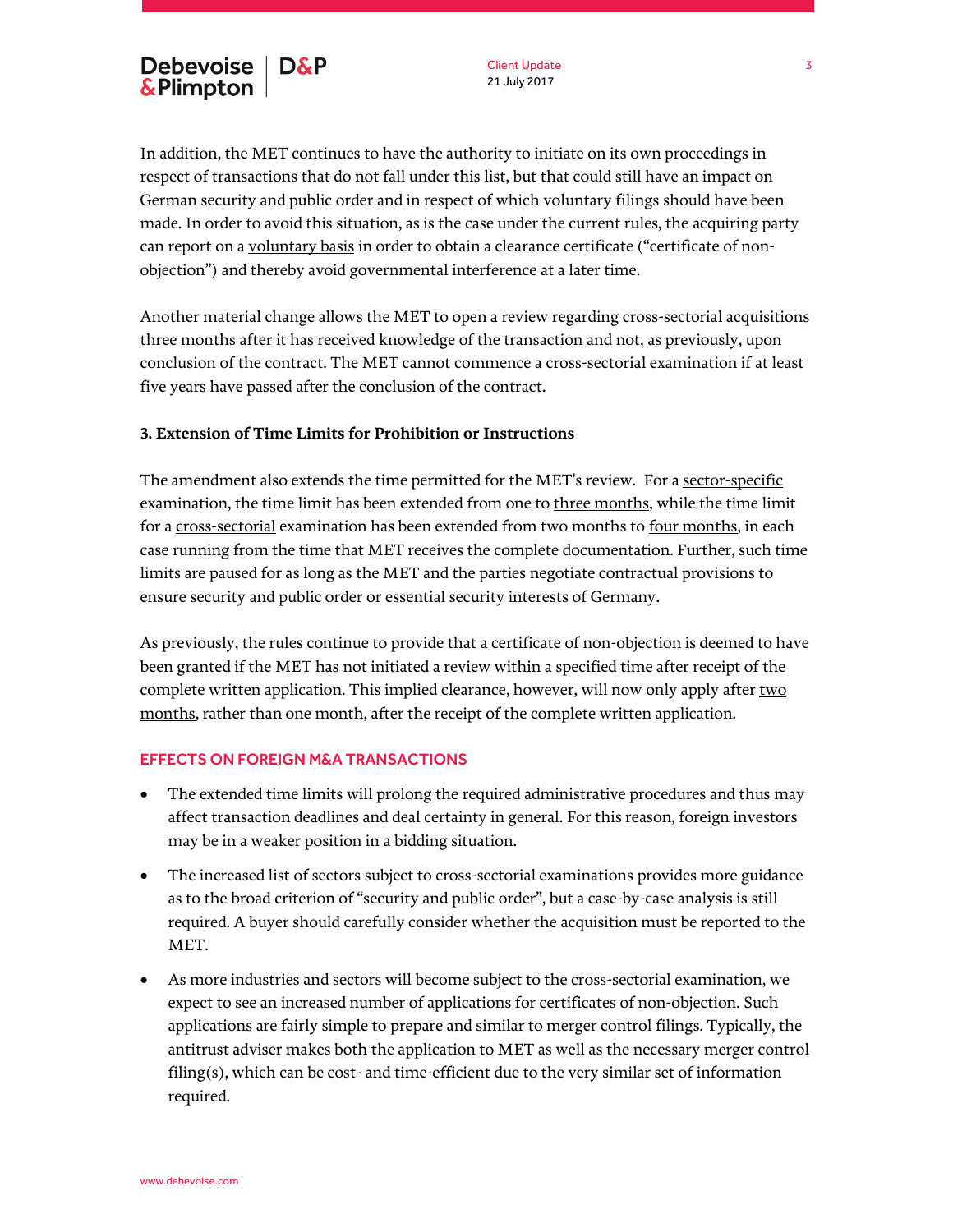In addition, the MET continues to have the authority to initiate on its own proceedings in respect of transactions that do not fall under this list, but that could still have an impact on German security and public order and in respect of which voluntary filings should have been made. In order to avoid this situation, as is the case under the current rules, the acquiring party can report on a voluntary basis in order to obtain a clearance certificate ("certificate of non-objection") and thereby avoid governmental interference at a later time.

Another material change allows the MET to open a review regarding cross-sectorial acquisitions three months after it has received knowledge of the transaction and not, as previously, upon conclusion of the contract. The MET cannot commence a cross-sectorial examination if at least five years have passed after the conclusion of the contract.

**3. Extension of Time Limits for Prohibition or Instructions**

The amendment also extends the time permitted for the MET's review. For a sector-specific examination, the time limit has been extended from one to three months, while the time limit for a cross-sectorial examination has been extended from two months to four months, in each case running from the time that MET receives the complete documentation. Further, such time limits are paused for as long as the MET and the parties negotiate contractual provisions to ensure security and public order or essential security interests of Germany.

As previously, the rules continue to provide that a certificate of non-objection is deemed to have been granted if the MET has not initiated a review within a specified time after receipt of the complete written application. This implied clearance, however, will now only apply after two months, rather than one month, after the receipt of the complete written application.

## EFFECTS ON FOREIGN M&A TRANSACTIONS

- The extended time limits will prolong the required administrative procedures and thus may affect transaction deadlines and deal certainty in general. For this reason, foreign investors may be in a weaker position in a bidding situation.
- The increased list of sectors subject to cross-sectorial examinations provides more guidance as to the broad criterion of "security and public order", but a case-by-case analysis is still required. A buyer should carefully consider whether the acquisition must be reported to the MET.
- As more industries and sectors will become subject to the cross-sectorial examination, we expect to see an increased number of applications for certificates of non-objection. Such applications are fairly simple to prepare and similar to merger control filings. Typically, the antitrust adviser makes both the application to MET as well as the necessary merger control filing(s), which can be cost- and time-efficient due to the very similar set of information required.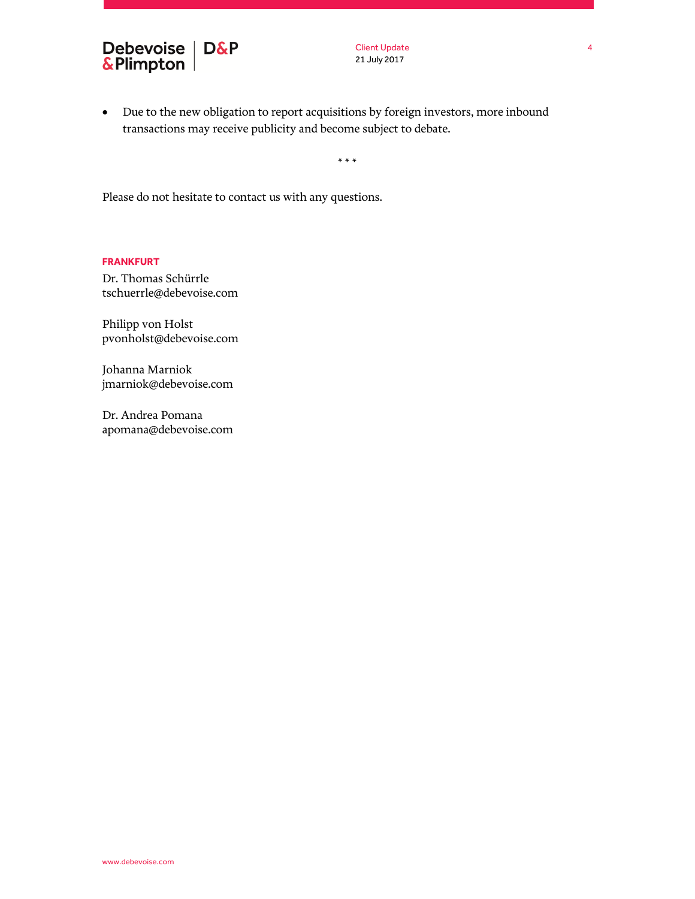- Due to the new obligation to report acquisitions by foreign investors, more inbound transactions may receive publicity and become subject to debate.

* * *

Please do not hesitate to contact us with any questions.

**FRANKFURT**

Dr. Thomas Schürrle
tschuerrle@debevoise.com

Philipp von Holst
pvonholst@debevoise.com

Johanna Marniok
jmarniok@debevoise.com

Dr. Andrea Pomana
apomana@debevoise.com